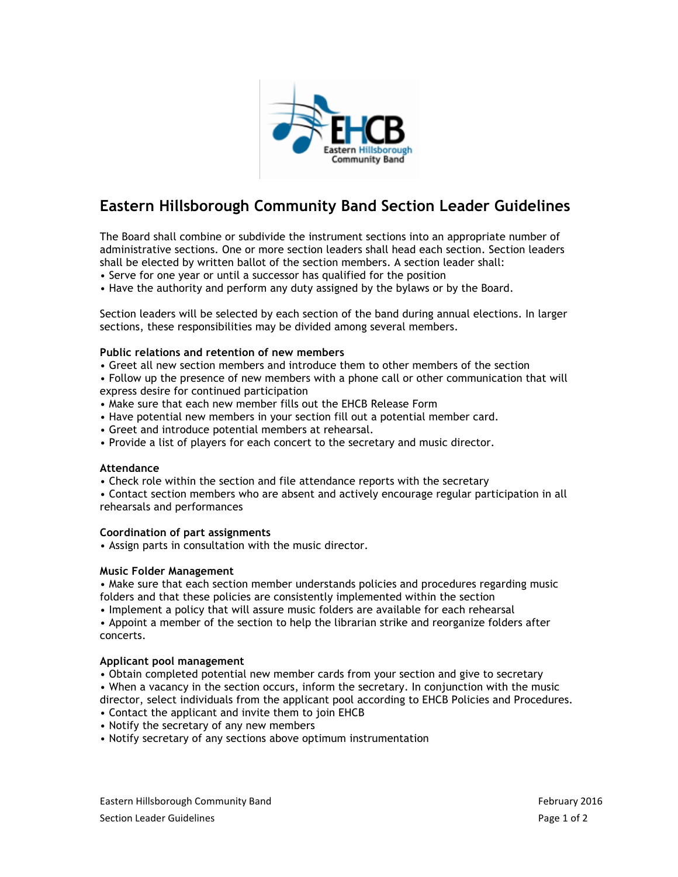# Eastern Hillsborough Community Band Section Leader Guidelines

The Board shall combine or subdivide the instrument sections into an appropriate number of administrative sections. One or more section leaders shall head each section. Section leaders shall be elected by written ballot of the section members. A section leader shall:

- Serve for one year or until a successor has qualified for the position
- Have the authority and perform any duty assigned by the bylaws or by the Board.

Section leaders will be selected by each section of the band during annual elections. In larger sections, these responsibilities may be divided among several members.

**Public relations and retention of new members**

- Greet all new section members and introduce them to other members of the section
- Follow up the presence of new members with a phone call or other communication that will express desire for continued participation
- Make sure that each new member fills out the EHCB Release Form
- Have potential new members in your section fill out a potential member card.
- Greet and introduce potential members at rehearsal.
- Provide a list of players for each concert to the secretary and music director.

**Attendance**

- Check role within the section and file attendance reports with the secretary
- Contact section members who are absent and actively encourage regular participation in all rehearsals and performances

**Coordination of part assignments**

- Assign parts in consultation with the music director.

**Music Folder Management**

- Make sure that each section member understands policies and procedures regarding music folders and that these policies are consistently implemented within the section
- Implement a policy that will assure music folders are available for each rehearsal
- Appoint a member of the section to help the librarian strike and reorganize folders after concerts.

**Applicant pool management**

- Obtain completed potential new member cards from your section and give to secretary
- When a vacancy in the section occurs, inform the secretary. In conjunction with the music director, select individuals from the applicant pool according to EHCB Policies and Procedures.
- Contact the applicant and invite them to join EHCB
- Notify the secretary of any new members
- Notify secretary of any sections above optimum instrumentation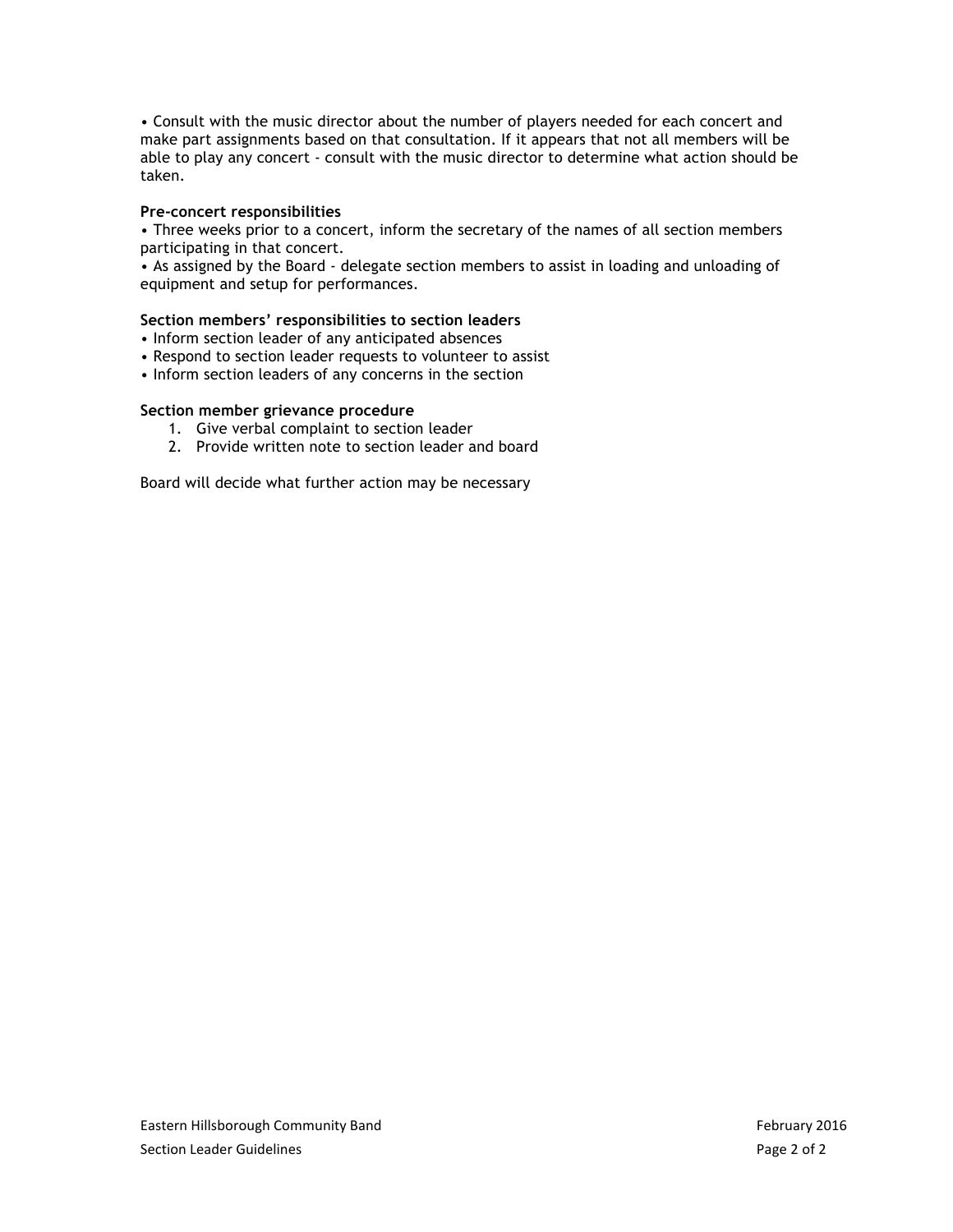- Consult with the music director about the number of players needed for each concert and make part assignments based on that consultation. If it appears that not all members will be able to play any concert - consult with the music director to determine what action should be taken.

**Pre-concert responsibilities**

- Three weeks prior to a concert, inform the secretary of the names of all section members participating in that concert.
- As assigned by the Board - delegate section members to assist in loading and unloading of equipment and setup for performances.

**Section members' responsibilities to section leaders**

- Inform section leader of any anticipated absences
- Respond to section leader requests to volunteer to assist
- Inform section leaders of any concerns in the section

**Section member grievance procedure**

1. Give verbal complaint to section leader
2. Provide written note to section leader and board

Board will decide what further action may be necessary